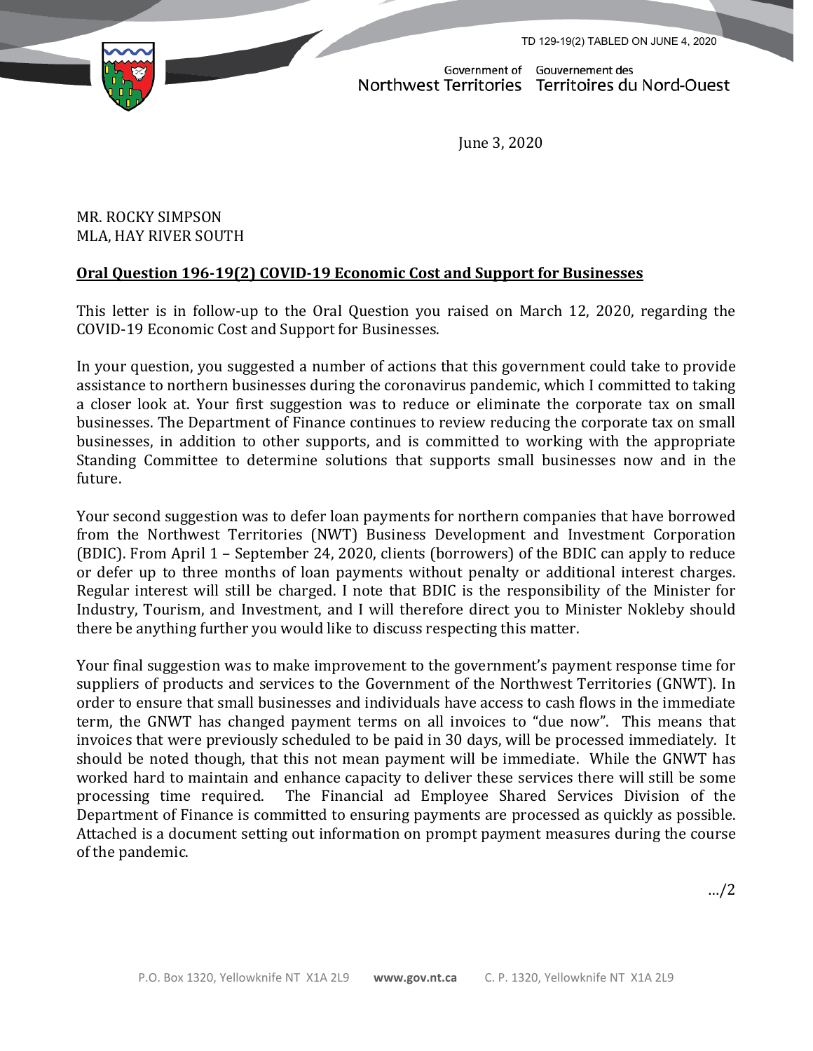TD 129-19(2) TABLED ON JUNE 4, 2020

Government of Northwest Territories | Gouvernement des Territoires du Nord-Ouest

June 3, 2020

MR. ROCKY SIMPSON
MLA, HAY RIVER SOUTH

**Oral Question 196-19(2) COVID-19 Economic Cost and Support for Businesses**

This letter is in follow-up to the Oral Question you raised on March 12, 2020, regarding the COVID-19 Economic Cost and Support for Businesses.

In your question, you suggested a number of actions that this government could take to provide assistance to northern businesses during the coronavirus pandemic, which I committed to taking a closer look at. Your first suggestion was to reduce or eliminate the corporate tax on small businesses. The Department of Finance continues to review reducing the corporate tax on small businesses, in addition to other supports, and is committed to working with the appropriate Standing Committee to determine solutions that supports small businesses now and in the future.

Your second suggestion was to defer loan payments for northern companies that have borrowed from the Northwest Territories (NWT) Business Development and Investment Corporation (BDIC). From April 1 – September 24, 2020, clients (borrowers) of the BDIC can apply to reduce or defer up to three months of loan payments without penalty or additional interest charges. Regular interest will still be charged. I note that BDIC is the responsibility of the Minister for Industry, Tourism, and Investment, and I will therefore direct you to Minister Nokleby should there be anything further you would like to discuss respecting this matter.

Your final suggestion was to make improvement to the government's payment response time for suppliers of products and services to the Government of the Northwest Territories (GNWT). In order to ensure that small businesses and individuals have access to cash flows in the immediate term, the GNWT has changed payment terms on all invoices to "due now". This means that invoices that were previously scheduled to be paid in 30 days, will be processed immediately. It should be noted though, that this not mean payment will be immediate. While the GNWT has worked hard to maintain and enhance capacity to deliver these services there will still be some processing time required. The Financial ad Employee Shared Services Division of the Department of Finance is committed to ensuring payments are processed as quickly as possible. Attached is a document setting out information on prompt payment measures during the course of the pandemic.

…/2

P.O. Box 1320, Yellowknife NT X1A 2L9 **www.gov.nt.ca** C. P. 1320, Yellowknife NT X1A 2L9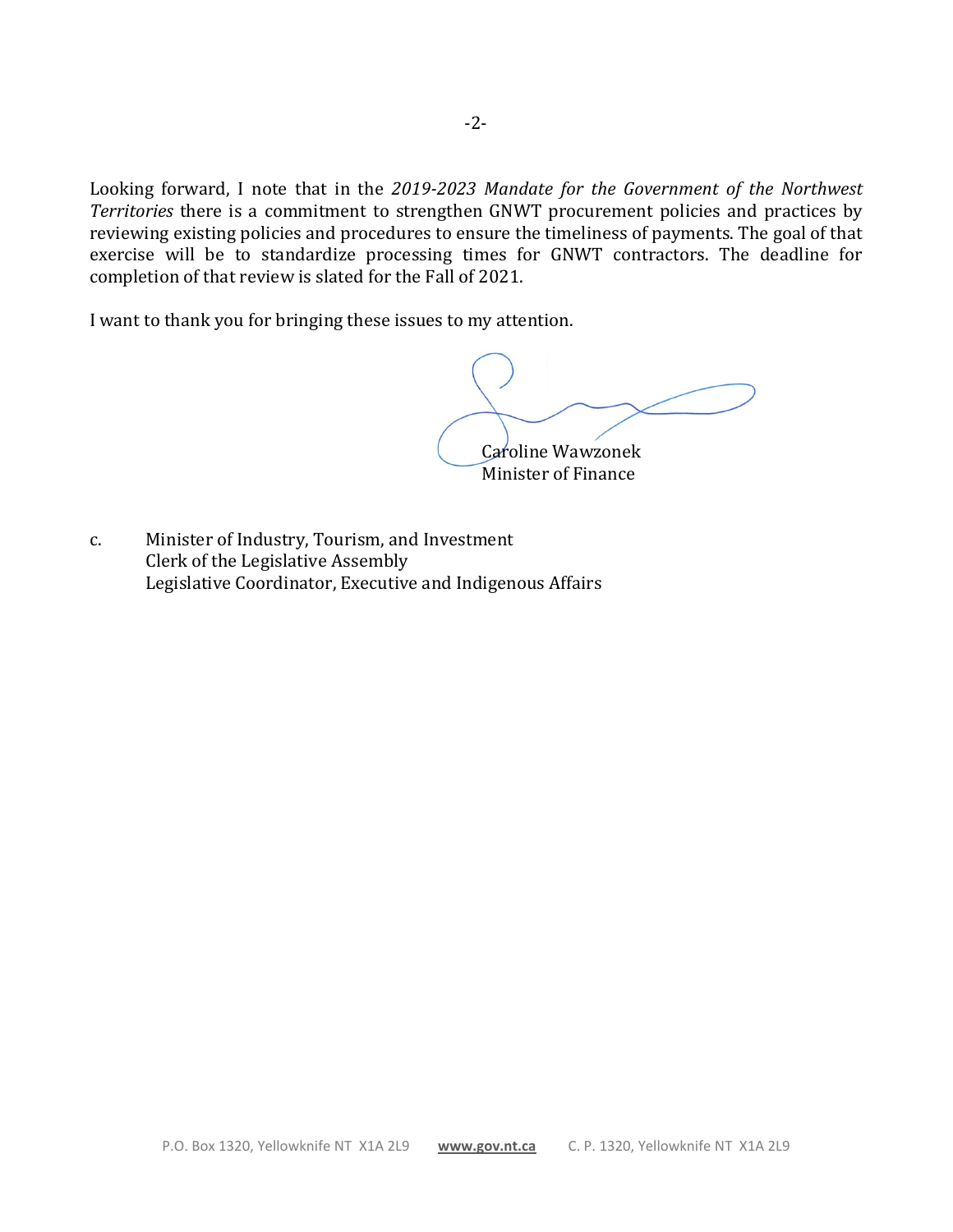Looking forward, I note that in the *2019-2023 Mandate for the Government of the Northwest Territories* there is a commitment to strengthen GNWT procurement policies and practices by reviewing existing policies and procedures to ensure the timeliness of payments. The goal of that exercise will be to standardize processing times for GNWT contractors. The deadline for completion of that review is slated for the Fall of 2021.

I want to thank you for bringing these issues to my attention.

Caroline Wawzonek
Minister of Finance

c. Minister of Industry, Tourism, and Investment
Clerk of the Legislative Assembly
Legislative Coordinator, Executive and Indigenous Affairs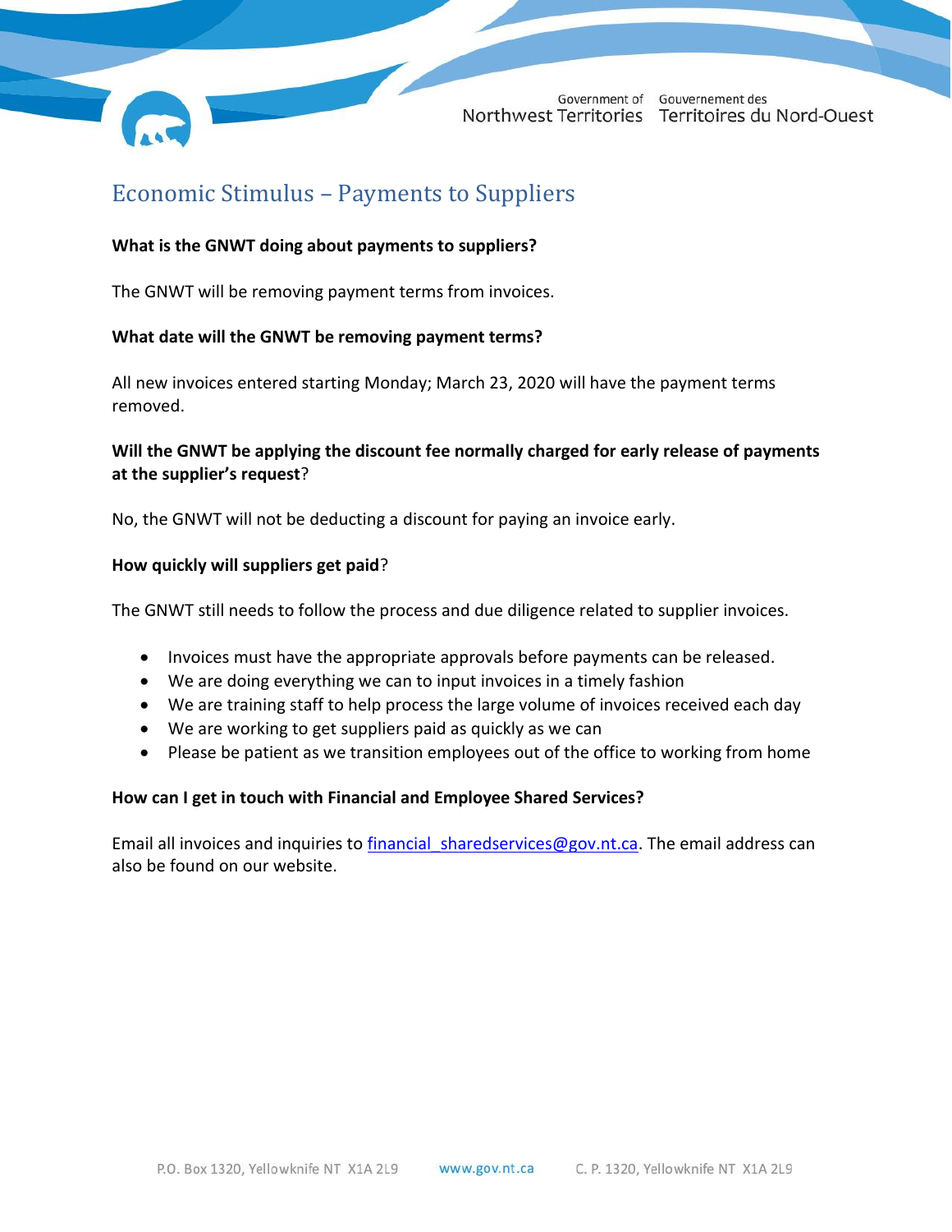# Economic Stimulus – Payments to Suppliers

**What is the GNWT doing about payments to suppliers?**

The GNWT will be removing payment terms from invoices.

**What date will the GNWT be removing payment terms?**

All new invoices entered starting Monday; March 23, 2020 will have the payment terms removed.

**Will the GNWT be applying the discount fee normally charged for early release of payments at the supplier's request**?

No, the GNWT will not be deducting a discount for paying an invoice early.

**How quickly will suppliers get paid**?

The GNWT still needs to follow the process and due diligence related to supplier invoices.

- Invoices must have the appropriate approvals before payments can be released.
- We are doing everything we can to input invoices in a timely fashion
- We are training staff to help process the large volume of invoices received each day
- We are working to get suppliers paid as quickly as we can
- Please be patient as we transition employees out of the office to working from home

**How can I get in touch with Financial and Employee Shared Services?**

Email all invoices and inquiries to financial_sharedservices@gov.nt.ca. The email address can also be found on our website.